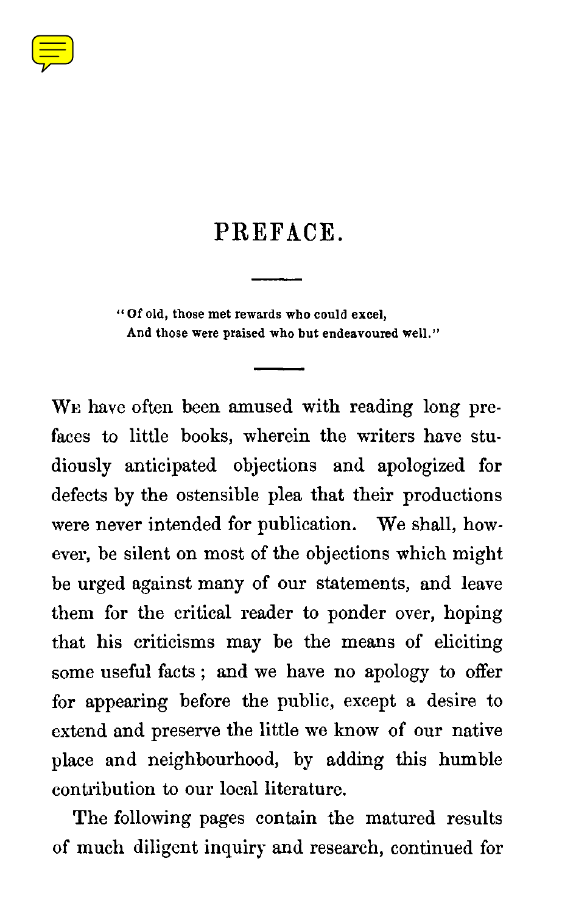# PREFACE.

> "Of old, those met rewards who could excel,
> And those were praised who but endeavoured well."

We have often been amused with reading long prefaces to little books, wherein the writers have studiously anticipated objections and apologized for defects by the ostensible plea that their productions were never intended for publication. We shall, however, be silent on most of the objections which might be urged against many of our statements, and leave them for the critical reader to ponder over, hoping that his criticisms may be the means of eliciting some useful facts; and we have no apology to offer for appearing before the public, except a desire to extend and preserve the little we know of our native place and neighbourhood, by adding this humble contribution to our local literature.

The following pages contain the matured results of much diligent inquiry and research, continued for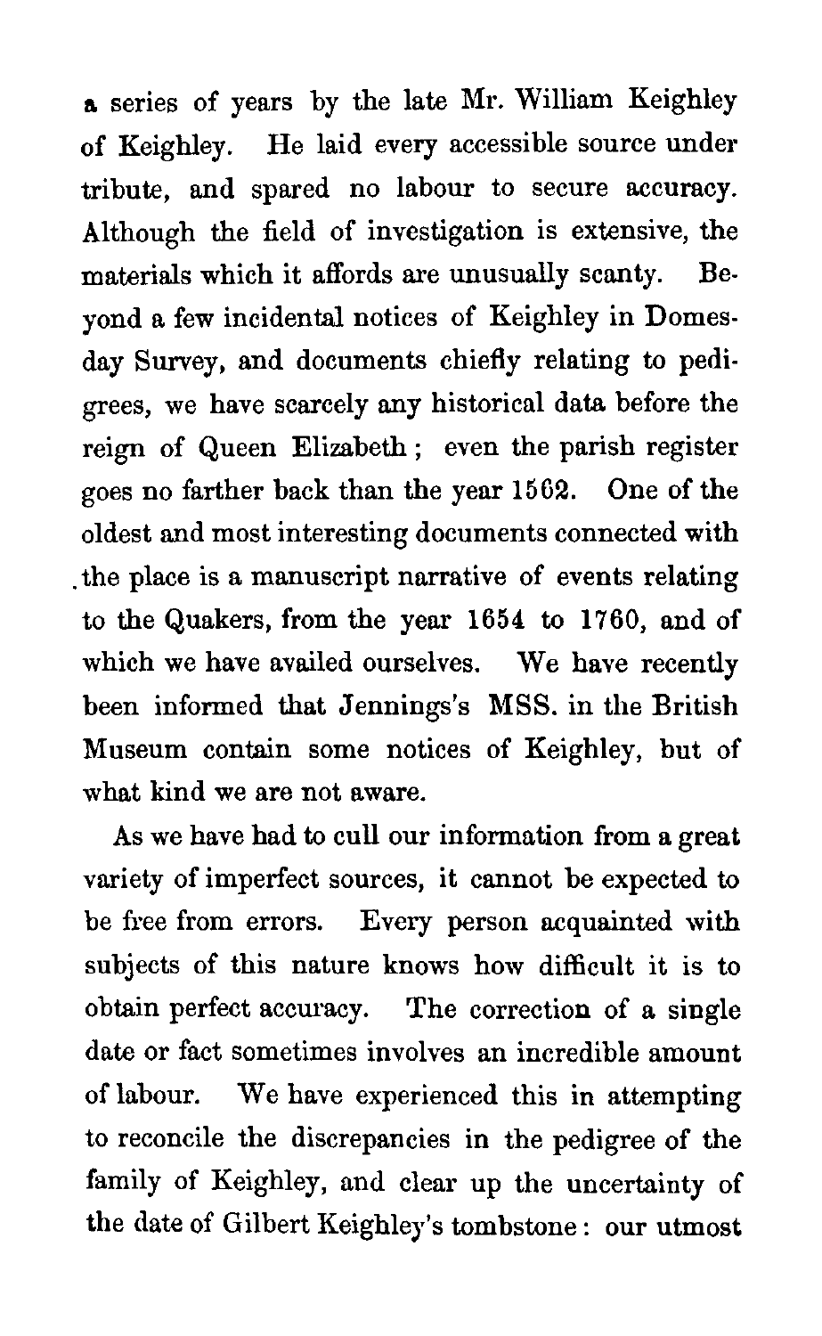a series of years by the late Mr. William Keighley of Keighley. He laid every accessible source under tribute, and spared no labour to secure accuracy. Although the field of investigation is extensive, the materials which it affords are unusually scanty. Beyond a few incidental notices of Keighley in Domesday Survey, and documents chiefly relating to pedigrees, we have scarcely any historical data before the reign of Queen Elizabeth; even the parish register goes no farther back than the year 1562. One of the oldest and most interesting documents connected with the place is a manuscript narrative of events relating to the Quakers, from the year 1654 to 1760, and of which we have availed ourselves. We have recently been informed that Jennings's MSS. in the British Museum contain some notices of Keighley, but of what kind we are not aware.

As we have had to cull our information from a great variety of imperfect sources, it cannot be expected to be free from errors. Every person acquainted with subjects of this nature knows how difficult it is to obtain perfect accuracy. The correction of a single date or fact sometimes involves an incredible amount of labour. We have experienced this in attempting to reconcile the discrepancies in the pedigree of the family of Keighley, and clear up the uncertainty of the date of Gilbert Keighley's tombstone: our utmost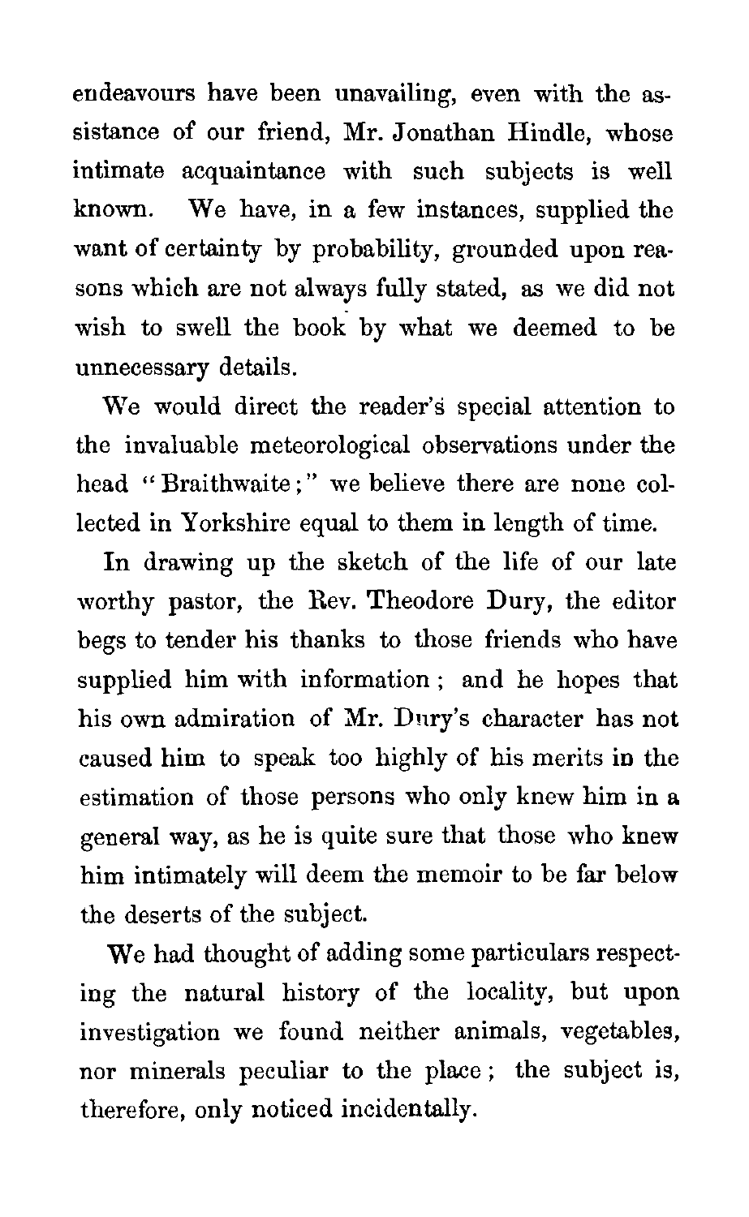endeavours have been unavailing, even with the assistance of our friend, Mr. Jonathan Hindle, whose intimate acquaintance with such subjects is well known. We have, in a few instances, supplied the want of certainty by probability, grounded upon reasons which are not always fully stated, as we did not wish to swell the book by what we deemed to be unnecessary details.

We would direct the reader's special attention to the invaluable meteorological observations under the head "Braithwaite;" we believe there are none collected in Yorkshire equal to them in length of time.

In drawing up the sketch of the life of our late worthy pastor, the Rev. Theodore Dury, the editor begs to tender his thanks to those friends who have supplied him with information; and he hopes that his own admiration of Mr. Dury's character has not caused him to speak too highly of his merits in the estimation of those persons who only knew him in a general way, as he is quite sure that those who knew him intimately will deem the memoir to be far below the deserts of the subject.

We had thought of adding some particulars respecting the natural history of the locality, but upon investigation we found neither animals, vegetables, nor minerals peculiar to the place; the subject is, therefore, only noticed incidentally.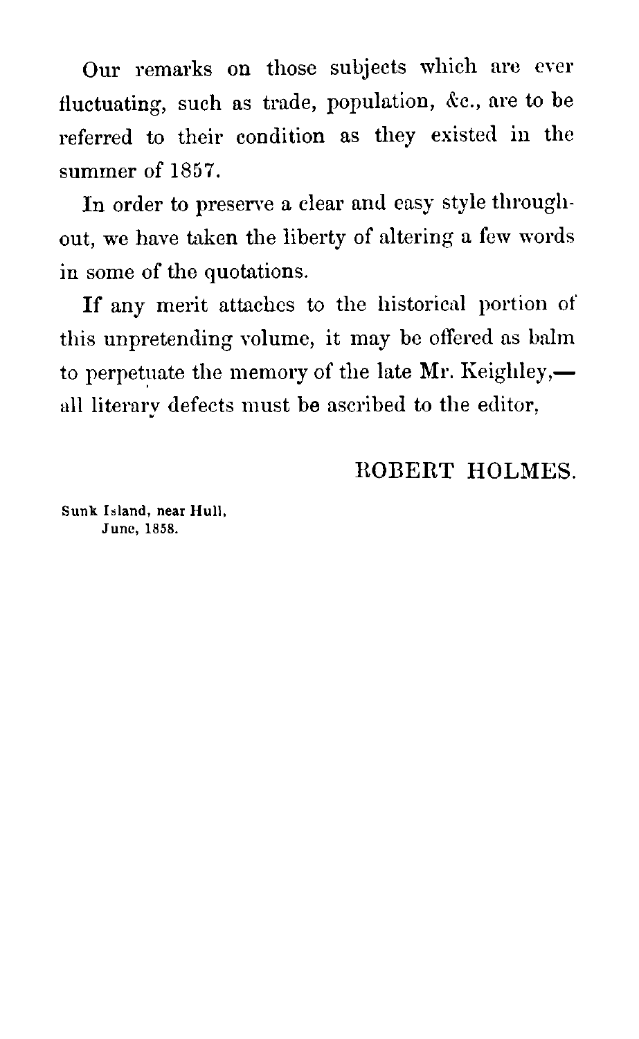Our remarks on those subjects which are ever fluctuating, such as trade, population, &c., are to be referred to their condition as they existed in the summer of 1857.

In order to preserve a clear and easy style throughout, we have taken the liberty of altering a few words in some of the quotations.

If any merit attaches to the historical portion of this unpretending volume, it may be offered as balm to perpetuate the memory of the late Mr. Keighley,—all literary defects must be ascribed to the editor,

ROBERT HOLMES.

**Sunk Island, near Hull,**
**June, 1858.**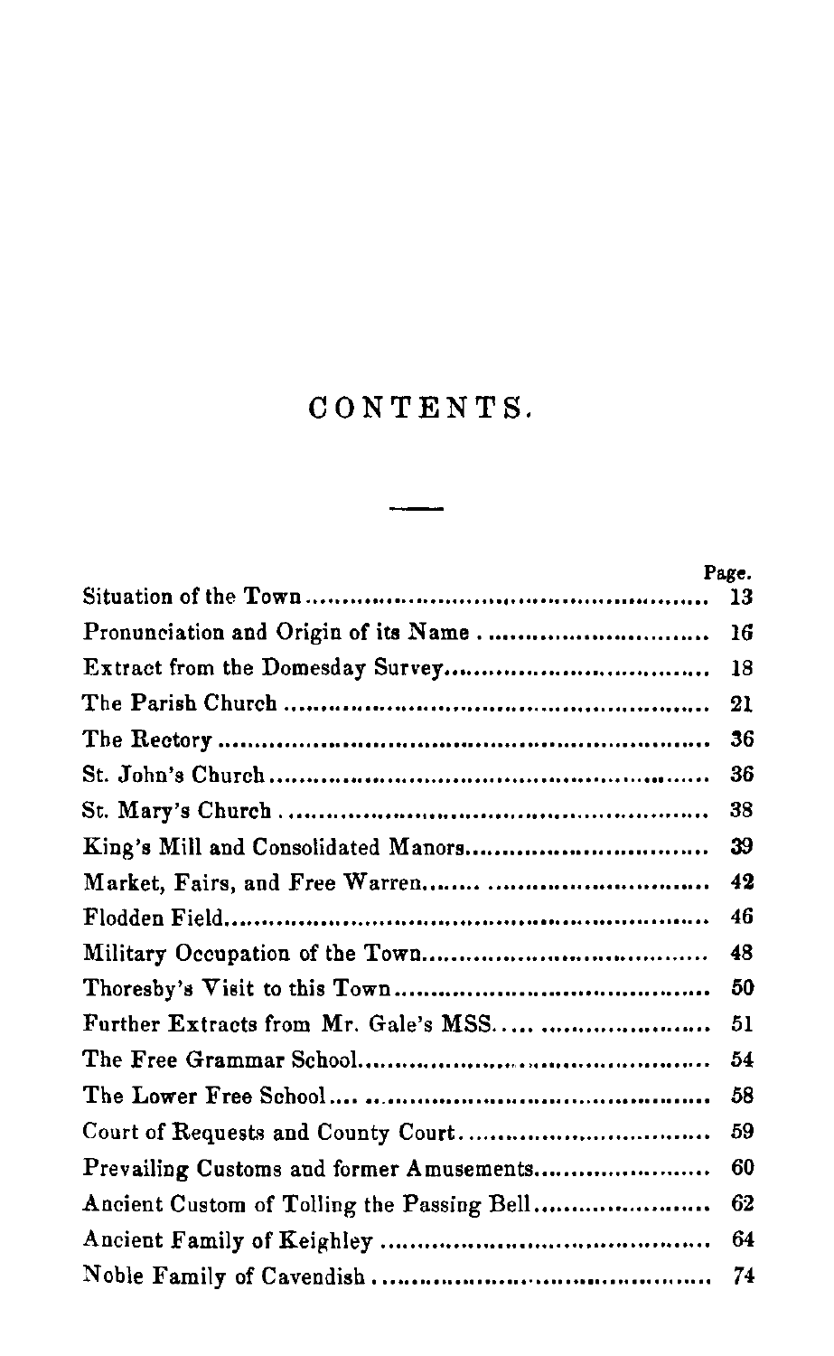# CONTENTS.

| | Page. |
|---|---|
| Situation of the Town | 13 |
| Pronunciation and Origin of its Name | 16 |
| Extract from the Domesday Survey | 18 |
| The Parish Church | 21 |
| The Rectory | 36 |
| St. John's Church | 36 |
| St. Mary's Church | 38 |
| King's Mill and Consolidated Manors | 39 |
| Market, Fairs, and Free Warren | 42 |
| Flodden Field | 46 |
| Military Occupation of the Town | 48 |
| Thoresby's Visit to this Town | 50 |
| Further Extracts from Mr. Gale's MSS. | 51 |
| The Free Grammar School | 54 |
| The Lower Free School | 58 |
| Court of Requests and County Court | 59 |
| Prevailing Customs and former Amusements | 60 |
| Ancient Custom of Tolling the Passing Bell | 62 |
| Ancient Family of Keighley | 64 |
| Noble Family of Cavendish | 74 |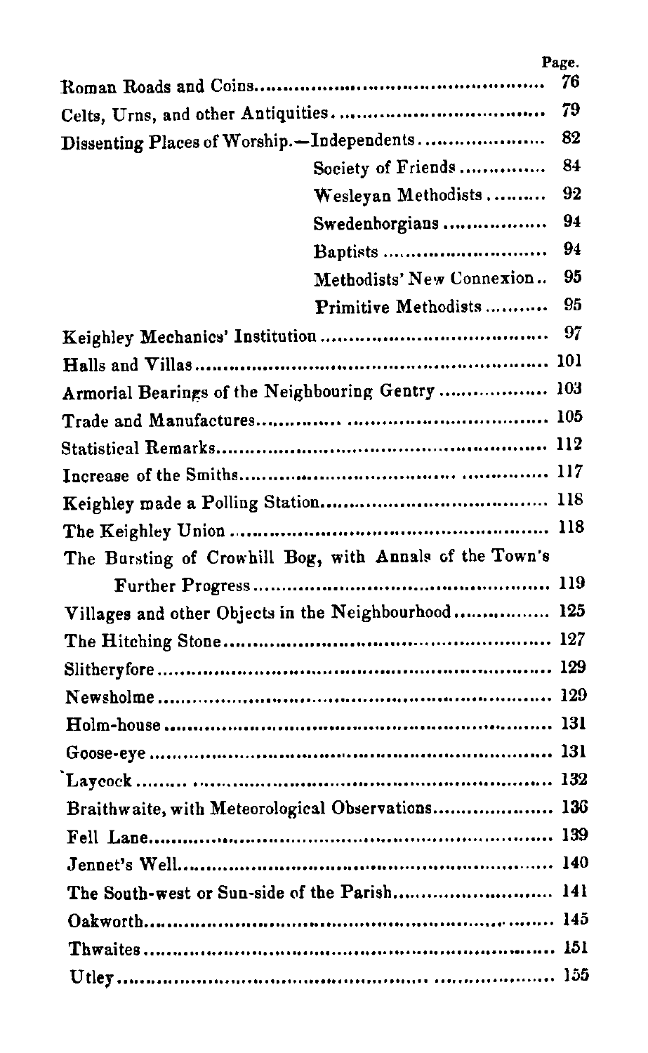| | Page. |
|---|---|
| Roman Roads and Coins | 76 |
| Celts, Urns, and other Antiquities | 79 |
| Dissenting Places of Worship.—Independents | 82 |
| Society of Friends | 84 |
| Wesleyan Methodists | 92 |
| Swedenborgians | 94 |
| Baptists | 94 |
| Methodists' New Connexion | 95 |
| Primitive Methodists | 95 |
| Keighley Mechanics' Institution | 97 |
| Halls and Villas | 101 |
| Armorial Bearings of the Neighbouring Gentry | 103 |
| Trade and Manufactures | 105 |
| Statistical Remarks | 112 |
| Increase of the Smiths | 117 |
| Keighley made a Polling Station | 118 |
| The Keighley Union | 118 |
| The Bursting of Crowhill Bog, with Annals of the Town's Further Progress | 119 |
| Villages and other Objects in the Neighbourhood | 125 |
| The Hitching Stone | 127 |
| Slitheryfore | 129 |
| Newsholme | 129 |
| Holm-house | 131 |
| Goose-eye | 131 |
| Laycock | 132 |
| Braithwaite, with Meteorological Observations | 136 |
| Fell Lane | 139 |
| Jennet's Well | 140 |
| The South-west or Sun-side of the Parish | 141 |
| Oakworth | 145 |
| Thwaites | 151 |
| Utley | 155 |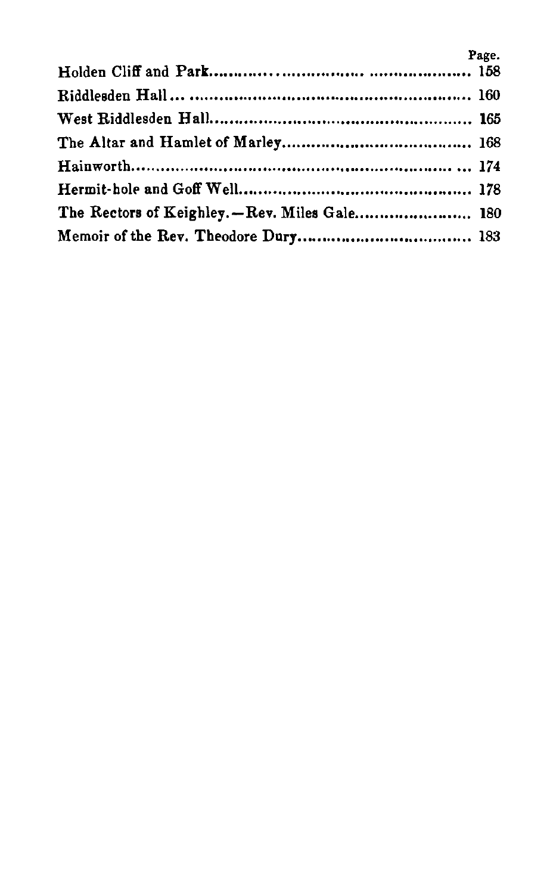| | Page. |
| --- | --- |
| Holden Cliff and Park | 158 |
| Riddlesden Hall | 160 |
| West Riddlesden Hall | 165 |
| The Altar and Hamlet of Marley | 168 |
| Hainworth | 174 |
| Hermit-hole and Goff Well | 178 |
| The Rectors of Keighley.—Rev. Miles Gale | 180 |
| Memoir of the Rev. Theodore Dury | 183 |